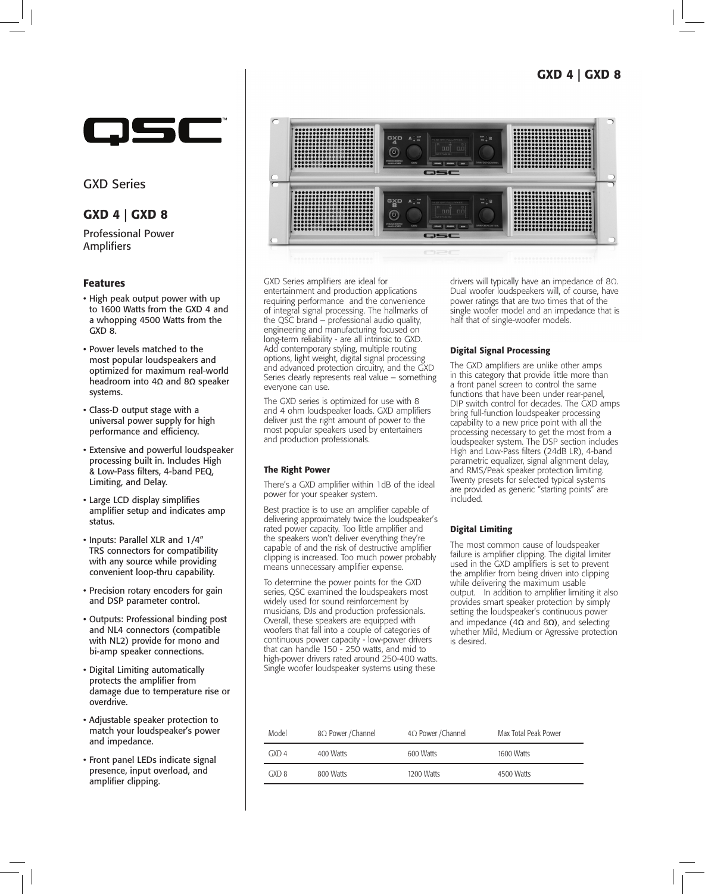# GXD 4 | GXD 8

QSC

GXD Series

## GXD 4 | GXD 8

Professional Power Amplifiers

### Features

- High peak output power with up to 1600 Watts from the GXD 4 and a whopping 4500 Watts from the GXD 8.
- Power levels matched to the most popular loudspeakers and optimized for maximum real-world headroom into 4Ω and 8Ω speaker systems.
- Class-D output stage with a universal power supply for high performance and efficiency.
- Extensive and powerful loudspeaker processing built in. Includes High & Low-Pass filters, 4-band PEQ, Limiting, and Delay.
- Large LCD display simplifies amplifier setup and indicates amp status.
- Inputs: Parallel XLR and 1/4" TRS connectors for compatibility with any source while providing convenient loop-thru capability.
- Precision rotary encoders for gain and DSP parameter control.
- Outputs: Professional binding post and NL4 connectors (compatible with NL2) provide for mono and bi-amp speaker connections.
- Digital Limiting automatically protects the amplifier from damage due to temperature rise or overdrive.
- Adjustable speaker protection to match your loudspeaker's power and impedance.
- Front panel LEDs indicate signal presence, input overload, and amplifier clipping.

GXD Series amplifiers are ideal for entertainment and production applications requiring performance and the convenience of integral signal processing. The hallmarks of the QSC brand – professional audio quality, engineering and manufacturing focused on long-term reliability - are all intrinsic to GXD. Add contemporary styling, multiple routing options, light weight, digital signal processing and advanced protection circuitry, and the GXD Series clearly represents real value – something everyone can use.

The GXD series is optimized for use with 8 and 4 ohm loudspeaker loads. GXD amplifiers deliver just the right amount of power to the most popular speakers used by entertainers and production professionals.

### The Right Power

There's a GXD amplifier within 1dB of the ideal power for your speaker system.

Best practice is to use an amplifier capable of delivering approximately twice the loudspeaker's rated power capacity. Too little amplifier and the speakers won't deliver everything they're capable of and the risk of destructive amplifier clipping is increased. Too much power probably means unnecessary amplifier expense.

To determine the power points for the GXD series, QSC examined the loudspeakers most widely used for sound reinforcement by musicians, DJs and production professionals. Overall, these speakers are equipped with woofers that fall into a couple of categories of continuous power capacity - low-power drivers that can handle 150 - 250 watts, and mid to high-power drivers rated around 250-400 watts. Single woofer loudspeaker systems using these drivers will typically have an impedance of 8Ω. Dual woofer loudspeakers will, of course, have power ratings that are two times that of the single woofer model and an impedance that is half that of single-woofer models.

### Digital Signal Processing

The GXD amplifiers are unlike other amps in this category that provide little more than a front panel screen to control the same functions that have been under rear-panel, DIP switch control for decades. The GXD amps bring full-function loudspeaker processing capability to a new price point with all the processing necessary to get the most from a loudspeaker system. The DSP section includes High and Low-Pass filters (24dB LR), 4-band parametric equalizer, signal alignment delay, and RMS/Peak speaker protection limiting. Twenty presets for selected typical systems are provided as generic "starting points" are included.

### Digital Limiting

The most common cause of loudspeaker failure is amplifier clipping. The digital limiter used in the GXD amplifiers is set to prevent the amplifier from being driven into clipping while delivering the maximum usable output. In addition to amplifier limiting it also provides smart speaker protection by simply setting the loudspeaker's continuous power and impedance (4Ω and 8Ω), and selecting whether Mild, Medium or Agressive protection is desired.

| Model | 8Ω Power /Channel | 4Ω Power /Channel | Max Total Peak Power |
|---|---|---|---|
| GXD 4 | 400 Watts | 600 Watts | 1600 Watts |
| GXD 8 | 800 Watts | 1200 Watts | 4500 Watts |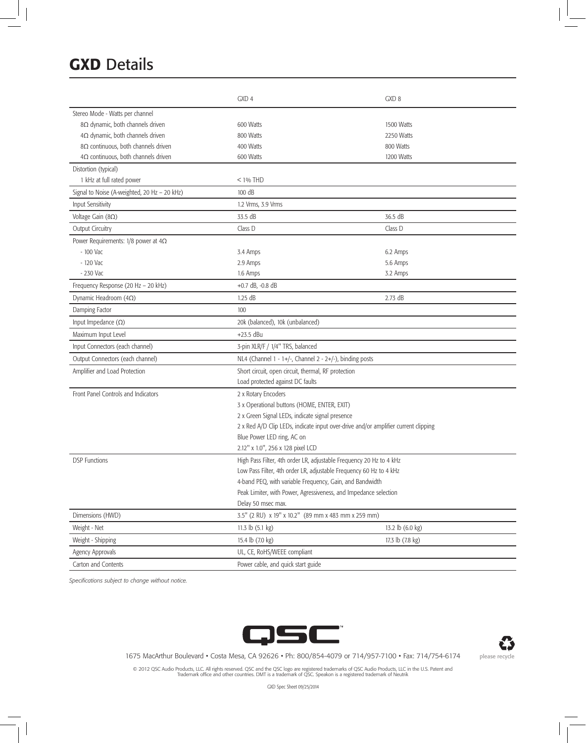# **GXD** Details

| | GXD 4 | GXD 8 |
|---|---|---|
| Stereo Mode - Watts per channel | | |
| 8Ω dynamic, both channels driven | 600 Watts | 1500 Watts |
| 4Ω dynamic, both channels driven | 800 Watts | 2250 Watts |
| 8Ω continuous, both channels driven | 400 Watts | 800 Watts |
| 4Ω continuous, both channels driven | 600 Watts | 1200 Watts |
| Distortion (typical) | | |
| 1 kHz at full rated power | < 1% THD | |
| Signal to Noise (A-weighted, 20 Hz – 20 kHz) | 100 dB | |
| Input Sensitivity | 1.2 Vrms, 3.9 Vrms | |
| Voltage Gain (8Ω) | 33.5 dB | 36.5 dB |
| Output Circuitry | Class D | Class D |
| Power Requirements: 1/8 power at 4Ω | | |
| - 100 Vac | 3.4 Amps | 6.2 Amps |
| - 120 Vac | 2.9 Amps | 5.6 Amps |
| - 230 Vac | 1.6 Amps | 3.2 Amps |
| Frequency Response (20 Hz – 20 kHz) | +0.7 dB, -0.8 dB | |
| Dynamic Headroom (4Ω) | 1.25 dB | 2.73 dB |
| Damping Factor | 100 | |
| Input Impedance (Ω) | 20k (balanced), 10k (unbalanced) | |
| Maximum Input Level | +23.5 dBu | |
| Input Connectors (each channel) | 3-pin XLR/F / 1/4" TRS, balanced | |
| Output Connectors (each channel) | NL4 (Channel 1 - 1+/-, Channel 2 - 2+/-), binding posts | |
| Amplifier and Load Protection | Short circuit, open circuit, thermal, RF protection<br>Load protected against DC faults | |
| Front Panel Controls and Indicators | 2 x Rotary Encoders<br>3 x Operational buttons (HOME, ENTER, EXIT)<br>2 x Green Signal LEDs, indicate signal presence<br>2 x Red A/D Clip LEDs, indicate input over-drive and/or amplifier current clipping<br>Blue Power LED ring, AC on<br>2.12" x 1.0", 256 x 128 pixel LCD | |
| DSP Functions | High Pass Filter, 4th order LR, adjustable Frequency 20 Hz to 4 kHz<br>Low Pass Filter, 4th order LR, adjustable Frequency 60 Hz to 4 kHz<br>4-band PEQ, with variable Frequency, Gain, and Bandwidth<br>Peak Limiter, with Power, Agressiveness, and Impedance selection<br>Delay 50 msec max. | |
| Dimensions (HWD) | 3.5" (2 RU) x 19" x 10.2" (89 mm x 483 mm x 259 mm) | |
| Weight - Net | 11.3 lb (5.1 kg) | 13.2 lb (6.0 kg) |
| Weight - Shipping | 15.4 lb (7.0 kg) | 17.3 lb (7.8 kg) |
| Agency Approvals | UL, CE, RoHS/WEEE compliant | |
| Carton and Contents | Power cable, and quick start guide | |

*Specifications subject to change without notice.*

QSC™

1675 MacArthur Boulevard • Costa Mesa, CA 92626 • Ph: 800/854-4079 or 714/957-7100 • Fax: 714/754-6174

please recycle

© 2012 QSC Audio Products, LLC. All rights reserved. QSC and the QSC logo are registered trademarks of QSC Audio Products, LLC in the U.S. Patent and Trademark office and other countries. DMT is a trademark of QSC. Speakon is a registered trademark of Neutrik

GXD Spec Sheet 09/25/2014